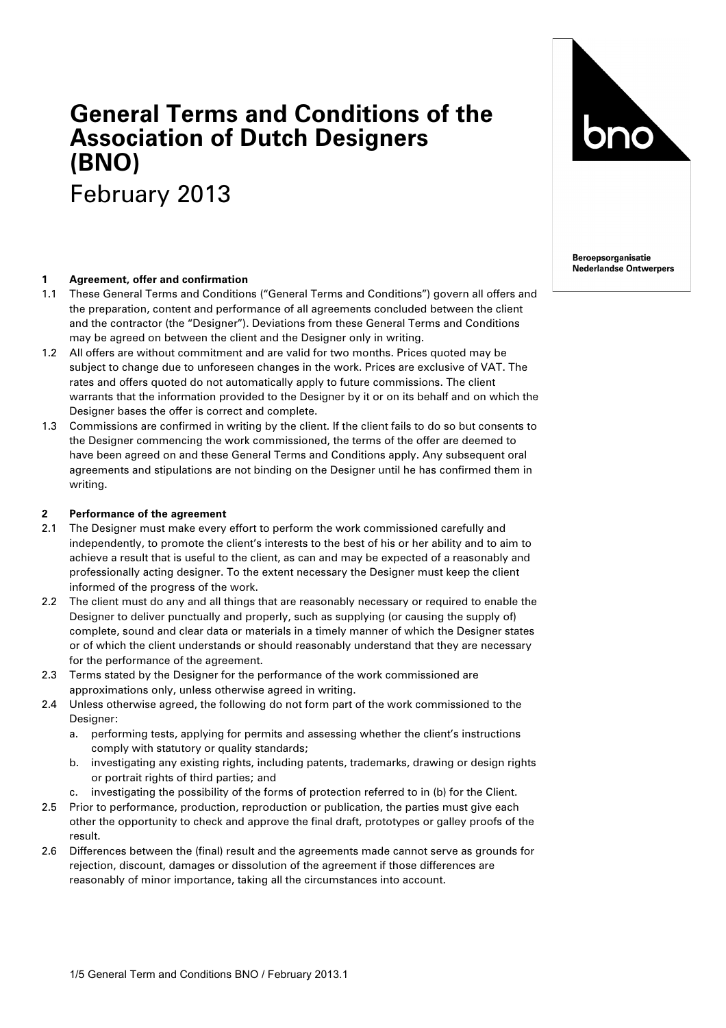# General Terms and Conditions of the Association of Dutch Designers (BNO)

February 2013

Beroepsorganisatie Nederlandse Ontwerpers

### 1 Agreement, offer and confirmation

1.1 These General Terms and Conditions ("General Terms and Conditions") govern all offers and the preparation, content and performance of all agreements concluded between the client and the contractor (the "Designer"). Deviations from these General Terms and Conditions may be agreed on between the client and the Designer only in writing.

1.2 All offers are without commitment and are valid for two months. Prices quoted may be subject to change due to unforeseen changes in the work. Prices are exclusive of VAT. The rates and offers quoted do not automatically apply to future commissions. The client warrants that the information provided to the Designer by it or on its behalf and on which the Designer bases the offer is correct and complete.

1.3 Commissions are confirmed in writing by the client. If the client fails to do so but consents to the Designer commencing the work commissioned, the terms of the offer are deemed to have been agreed on and these General Terms and Conditions apply. Any subsequent oral agreements and stipulations are not binding on the Designer until he has confirmed them in writing.

### 2 Performance of the agreement

2.1 The Designer must make every effort to perform the work commissioned carefully and independently, to promote the client's interests to the best of his or her ability and to aim to achieve a result that is useful to the client, as can and may be expected of a reasonably and professionally acting designer. To the extent necessary the Designer must keep the client informed of the progress of the work.

2.2 The client must do any and all things that are reasonably necessary or required to enable the Designer to deliver punctually and properly, such as supplying (or causing the supply of) complete, sound and clear data or materials in a timely manner of which the Designer states or of which the client understands or should reasonably understand that they are necessary for the performance of the agreement.

2.3 Terms stated by the Designer for the performance of the work commissioned are approximations only, unless otherwise agreed in writing.

2.4 Unless otherwise agreed, the following do not form part of the work commissioned to the Designer:

a. performing tests, applying for permits and assessing whether the client's instructions comply with statutory or quality standards;

b. investigating any existing rights, including patents, trademarks, drawing or design rights or portrait rights of third parties; and

c. investigating the possibility of the forms of protection referred to in (b) for the Client.

2.5 Prior to performance, production, reproduction or publication, the parties must give each other the opportunity to check and approve the final draft, prototypes or galley proofs of the result.

2.6 Differences between the (final) result and the agreements made cannot serve as grounds for rejection, discount, damages or dissolution of the agreement if those differences are reasonably of minor importance, taking all the circumstances into account.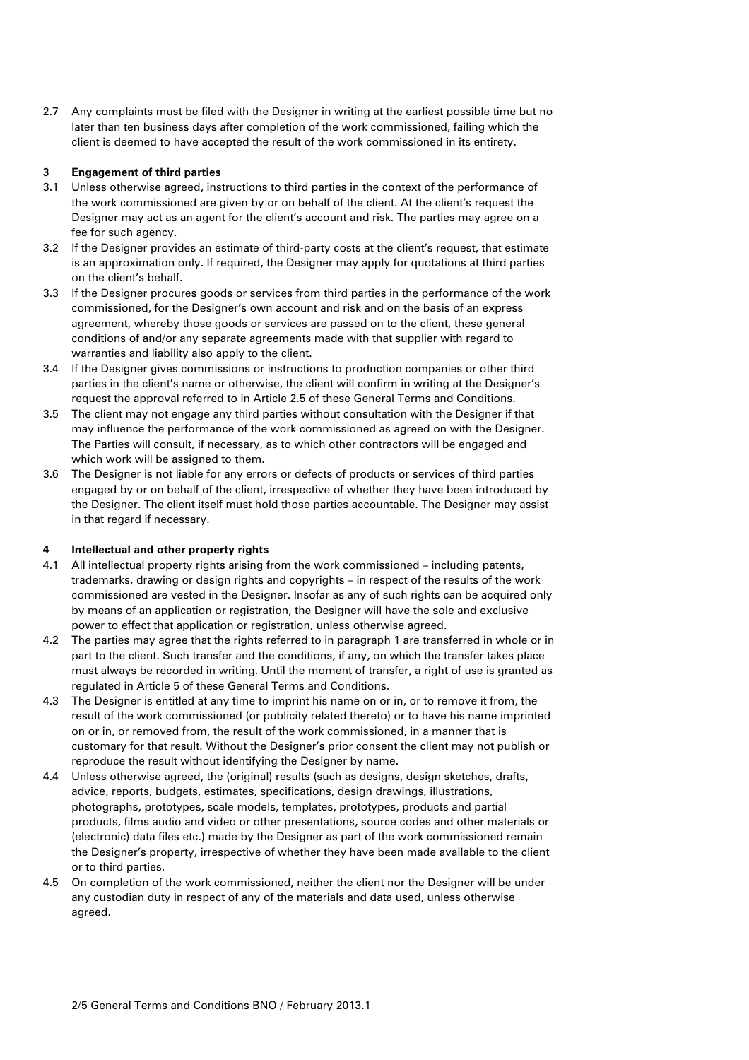2.7 Any complaints must be filed with the Designer in writing at the earliest possible time but no later than ten business days after completion of the work commissioned, failing which the client is deemed to have accepted the result of the work commissioned in its entirety.

### 3 Engagement of third parties

3.1 Unless otherwise agreed, instructions to third parties in the context of the performance of the work commissioned are given by or on behalf of the client. At the client's request the Designer may act as an agent for the client's account and risk. The parties may agree on a fee for such agency.

3.2 If the Designer provides an estimate of third-party costs at the client's request, that estimate is an approximation only. If required, the Designer may apply for quotations at third parties on the client's behalf.

3.3 If the Designer procures goods or services from third parties in the performance of the work commissioned, for the Designer's own account and risk and on the basis of an express agreement, whereby those goods or services are passed on to the client, these general conditions of and/or any separate agreements made with that supplier with regard to warranties and liability also apply to the client.

3.4 If the Designer gives commissions or instructions to production companies or other third parties in the client's name or otherwise, the client will confirm in writing at the Designer's request the approval referred to in Article 2.5 of these General Terms and Conditions.

3.5 The client may not engage any third parties without consultation with the Designer if that may influence the performance of the work commissioned as agreed on with the Designer. The Parties will consult, if necessary, as to which other contractors will be engaged and which work will be assigned to them.

3.6 The Designer is not liable for any errors or defects of products or services of third parties engaged by or on behalf of the client, irrespective of whether they have been introduced by the Designer. The client itself must hold those parties accountable. The Designer may assist in that regard if necessary.

### 4 Intellectual and other property rights

4.1 All intellectual property rights arising from the work commissioned – including patents, trademarks, drawing or design rights and copyrights – in respect of the results of the work commissioned are vested in the Designer. Insofar as any of such rights can be acquired only by means of an application or registration, the Designer will have the sole and exclusive power to effect that application or registration, unless otherwise agreed.

4.2 The parties may agree that the rights referred to in paragraph 1 are transferred in whole or in part to the client. Such transfer and the conditions, if any, on which the transfer takes place must always be recorded in writing. Until the moment of transfer, a right of use is granted as regulated in Article 5 of these General Terms and Conditions.

4.3 The Designer is entitled at any time to imprint his name on or in, or to remove it from, the result of the work commissioned (or publicity related thereto) or to have his name imprinted on or in, or removed from, the result of the work commissioned, in a manner that is customary for that result. Without the Designer's prior consent the client may not publish or reproduce the result without identifying the Designer by name.

4.4 Unless otherwise agreed, the (original) results (such as designs, design sketches, drafts, advice, reports, budgets, estimates, specifications, design drawings, illustrations, photographs, prototypes, scale models, templates, prototypes, products and partial products, films audio and video or other presentations, source codes and other materials or (electronic) data files etc.) made by the Designer as part of the work commissioned remain the Designer's property, irrespective of whether they have been made available to the client or to third parties.

4.5 On completion of the work commissioned, neither the client nor the Designer will be under any custodian duty in respect of any of the materials and data used, unless otherwise agreed.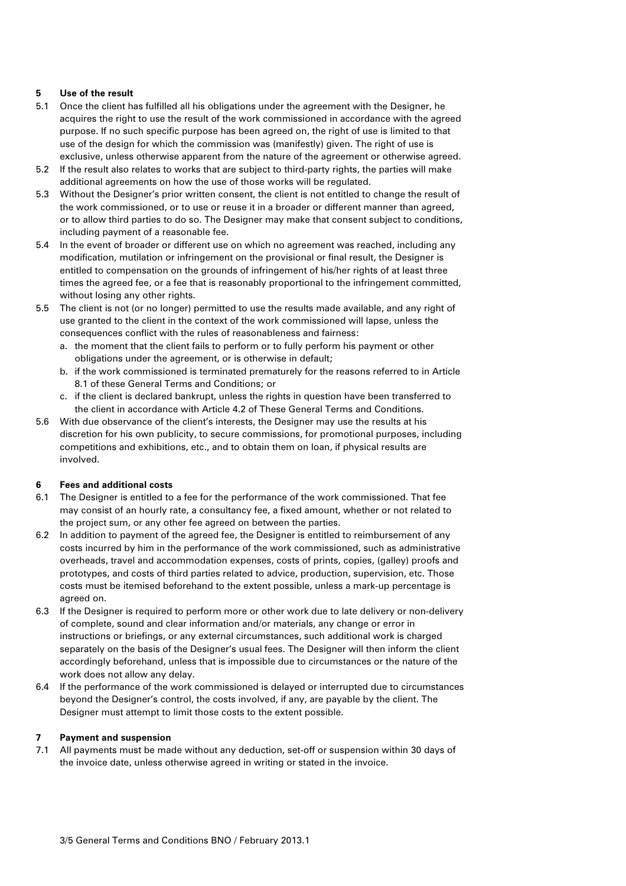## 5 Use of the result

5.1 Once the client has fulfilled all his obligations under the agreement with the Designer, he acquires the right to use the result of the work commissioned in accordance with the agreed purpose. If no such specific purpose has been agreed on, the right of use is limited to that use of the design for which the commission was (manifestly) given. The right of use is exclusive, unless otherwise apparent from the nature of the agreement or otherwise agreed.

5.2 If the result also relates to works that are subject to third-party rights, the parties will make additional agreements on how the use of those works will be regulated.

5.3 Without the Designer's prior written consent, the client is not entitled to change the result of the work commissioned, or to use or reuse it in a broader or different manner than agreed, or to allow third parties to do so. The Designer may make that consent subject to conditions, including payment of a reasonable fee.

5.4 In the event of broader or different use on which no agreement was reached, including any modification, mutilation or infringement on the provisional or final result, the Designer is entitled to compensation on the grounds of infringement of his/her rights of at least three times the agreed fee, or a fee that is reasonably proportional to the infringement committed, without losing any other rights.

5.5 The client is not (or no longer) permitted to use the results made available, and any right of use granted to the client in the context of the work commissioned will lapse, unless the consequences conflict with the rules of reasonableness and fairness:

a. the moment that the client fails to perform or to fully perform his payment or other obligations under the agreement, or is otherwise in default;
b. if the work commissioned is terminated prematurely for the reasons referred to in Article 8.1 of these General Terms and Conditions; or
c. if the client is declared bankrupt, unless the rights in question have been transferred to the client in accordance with Article 4.2 of These General Terms and Conditions.

5.6 With due observance of the client's interests, the Designer may use the results at his discretion for his own publicity, to secure commissions, for promotional purposes, including competitions and exhibitions, etc., and to obtain them on loan, if physical results are involved.

## 6 Fees and additional costs

6.1 The Designer is entitled to a fee for the performance of the work commissioned. That fee may consist of an hourly rate, a consultancy fee, a fixed amount, whether or not related to the project sum, or any other fee agreed on between the parties.

6.2 In addition to payment of the agreed fee, the Designer is entitled to reimbursement of any costs incurred by him in the performance of the work commissioned, such as administrative overheads, travel and accommodation expenses, costs of prints, copies, (galley) proofs and prototypes, and costs of third parties related to advice, production, supervision, etc. Those costs must be itemised beforehand to the extent possible, unless a mark-up percentage is agreed on.

6.3 If the Designer is required to perform more or other work due to late delivery or non-delivery of complete, sound and clear information and/or materials, any change or error in instructions or briefings, or any external circumstances, such additional work is charged separately on the basis of the Designer's usual fees. The Designer will then inform the client accordingly beforehand, unless that is impossible due to circumstances or the nature of the work does not allow any delay.

6.4 If the performance of the work commissioned is delayed or interrupted due to circumstances beyond the Designer's control, the costs involved, if any, are payable by the client. The Designer must attempt to limit those costs to the extent possible.

## 7 Payment and suspension

7.1 All payments must be made without any deduction, set-off or suspension within 30 days of the invoice date, unless otherwise agreed in writing or stated in the invoice.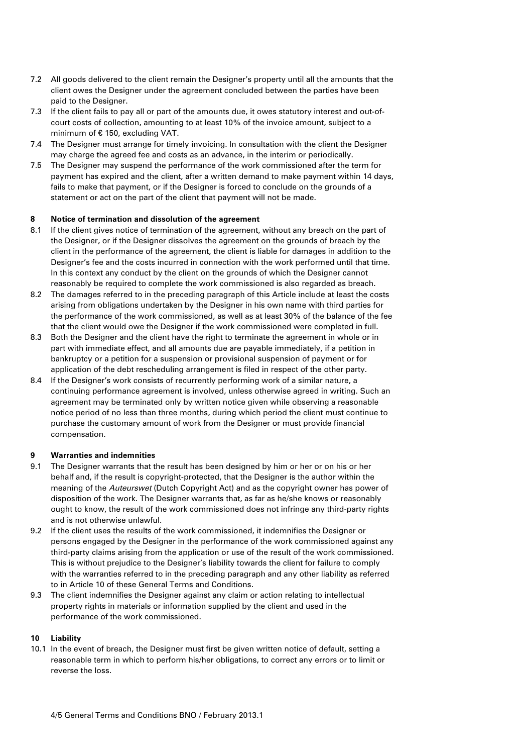7.2 All goods delivered to the client remain the Designer's property until all the amounts that the client owes the Designer under the agreement concluded between the parties have been paid to the Designer.

7.3 If the client fails to pay all or part of the amounts due, it owes statutory interest and out-of-court costs of collection, amounting to at least 10% of the invoice amount, subject to a minimum of € 150, excluding VAT.

7.4 The Designer must arrange for timely invoicing. In consultation with the client the Designer may charge the agreed fee and costs as an advance, in the interim or periodically.

7.5 The Designer may suspend the performance of the work commissioned after the term for payment has expired and the client, after a written demand to make payment within 14 days, fails to make that payment, or if the Designer is forced to conclude on the grounds of a statement or act on the part of the client that payment will not be made.

**8 Notice of termination and dissolution of the agreement**

8.1 If the client gives notice of termination of the agreement, without any breach on the part of the Designer, or if the Designer dissolves the agreement on the grounds of breach by the client in the performance of the agreement, the client is liable for damages in addition to the Designer's fee and the costs incurred in connection with the work performed until that time. In this context any conduct by the client on the grounds of which the Designer cannot reasonably be required to complete the work commissioned is also regarded as breach.

8.2 The damages referred to in the preceding paragraph of this Article include at least the costs arising from obligations undertaken by the Designer in his own name with third parties for the performance of the work commissioned, as well as at least 30% of the balance of the fee that the client would owe the Designer if the work commissioned were completed in full.

8.3 Both the Designer and the client have the right to terminate the agreement in whole or in part with immediate effect, and all amounts due are payable immediately, if a petition in bankruptcy or a petition for a suspension or provisional suspension of payment or for application of the debt rescheduling arrangement is filed in respect of the other party.

8.4 If the Designer's work consists of recurrently performing work of a similar nature, a continuing performance agreement is involved, unless otherwise agreed in writing. Such an agreement may be terminated only by written notice given while observing a reasonable notice period of no less than three months, during which period the client must continue to purchase the customary amount of work from the Designer or must provide financial compensation.

**9 Warranties and indemnities**

9.1 The Designer warrants that the result has been designed by him or her or on his or her behalf and, if the result is copyright-protected, that the Designer is the author within the meaning of the *Auteurswet* (Dutch Copyright Act) and as the copyright owner has power of disposition of the work. The Designer warrants that, as far as he/she knows or reasonably ought to know, the result of the work commissioned does not infringe any third-party rights and is not otherwise unlawful.

9.2 If the client uses the results of the work commissioned, it indemnifies the Designer or persons engaged by the Designer in the performance of the work commissioned against any third-party claims arising from the application or use of the result of the work commissioned. This is without prejudice to the Designer's liability towards the client for failure to comply with the warranties referred to in the preceding paragraph and any other liability as referred to in Article 10 of these General Terms and Conditions.

9.3 The client indemnifies the Designer against any claim or action relating to intellectual property rights in materials or information supplied by the client and used in the performance of the work commissioned.

**10 Liability**

10.1 In the event of breach, the Designer must first be given written notice of default, setting a reasonable term in which to perform his/her obligations, to correct any errors or to limit or reverse the loss.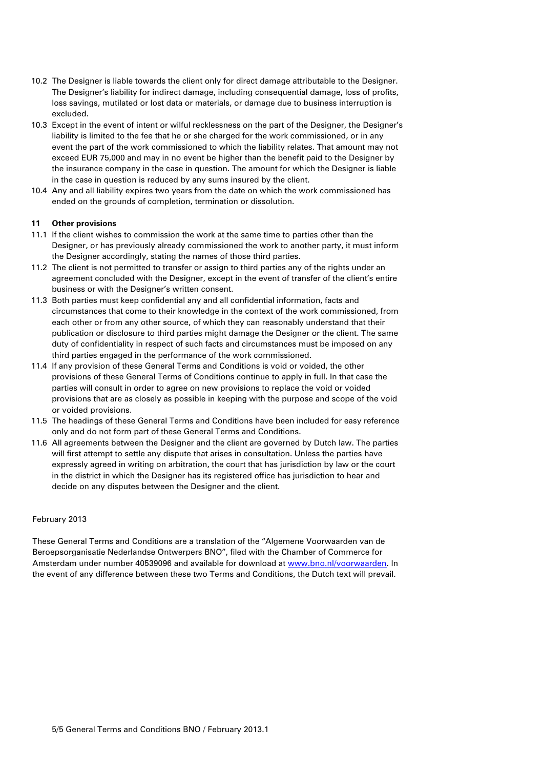10.2 The Designer is liable towards the client only for direct damage attributable to the Designer. The Designer's liability for indirect damage, including consequential damage, loss of profits, loss savings, mutilated or lost data or materials, or damage due to business interruption is excluded.

10.3 Except in the event of intent or wilful recklessness on the part of the Designer, the Designer's liability is limited to the fee that he or she charged for the work commissioned, or in any event the part of the work commissioned to which the liability relates. That amount may not exceed EUR 75,000 and may in no event be higher than the benefit paid to the Designer by the insurance company in the case in question. The amount for which the Designer is liable in the case in question is reduced by any sums insured by the client.

10.4 Any and all liability expires two years from the date on which the work commissioned has ended on the grounds of completion, termination or dissolution.

## 11 Other provisions

11.1 If the client wishes to commission the work at the same time to parties other than the Designer, or has previously already commissioned the work to another party, it must inform the Designer accordingly, stating the names of those third parties.

11.2 The client is not permitted to transfer or assign to third parties any of the rights under an agreement concluded with the Designer, except in the event of transfer of the client's entire business or with the Designer's written consent.

11.3 Both parties must keep confidential any and all confidential information, facts and circumstances that come to their knowledge in the context of the work commissioned, from each other or from any other source, of which they can reasonably understand that their publication or disclosure to third parties might damage the Designer or the client. The same duty of confidentiality in respect of such facts and circumstances must be imposed on any third parties engaged in the performance of the work commissioned.

11.4 If any provision of these General Terms and Conditions is void or voided, the other provisions of these General Terms of Conditions continue to apply in full. In that case the parties will consult in order to agree on new provisions to replace the void or voided provisions that are as closely as possible in keeping with the purpose and scope of the void or voided provisions.

11.5 The headings of these General Terms and Conditions have been included for easy reference only and do not form part of these General Terms and Conditions.

11.6 All agreements between the Designer and the client are governed by Dutch law. The parties will first attempt to settle any dispute that arises in consultation. Unless the parties have expressly agreed in writing on arbitration, the court that has jurisdiction by law or the court in the district in which the Designer has its registered office has jurisdiction to hear and decide on any disputes between the Designer and the client.

February 2013

These General Terms and Conditions are a translation of the "Algemene Voorwaarden van de Beroepsorganisatie Nederlandse Ontwerpers BNO", filed with the Chamber of Commerce for Amsterdam under number 40539096 and available for download at www.bno.nl/voorwaarden. In the event of any difference between these two Terms and Conditions, the Dutch text will prevail.